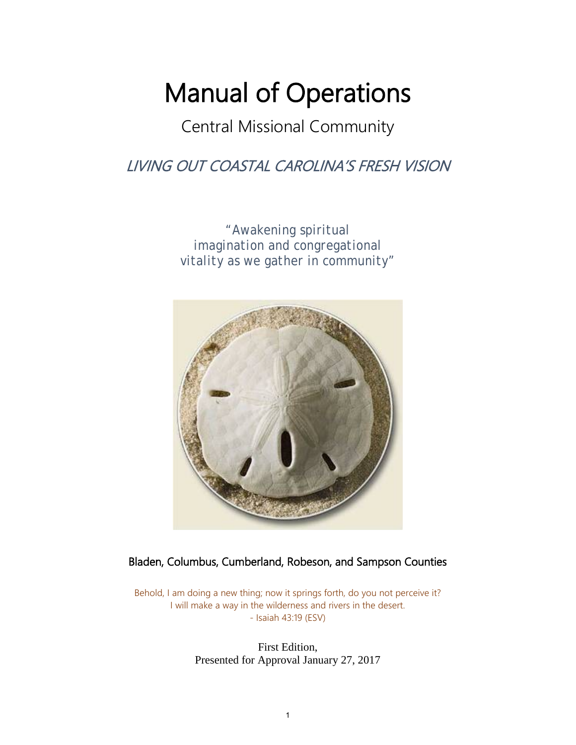# Manual of Operations

## Central Missional Community

*LIVING OUT COASTAL CAROLINA'S FRESH VISION*

"Awakening spiritual imagination and congregational vitality as we gather in community"

Bladen, Columbus, Cumberland, Robeson, and Sampson Counties

Behold, I am doing a new thing; now it springs forth, do you not perceive it?
I will make a way in the wilderness and rivers in the desert.
- Isaiah 43:19 (ESV)

First Edition,
Presented for Approval January 27, 2017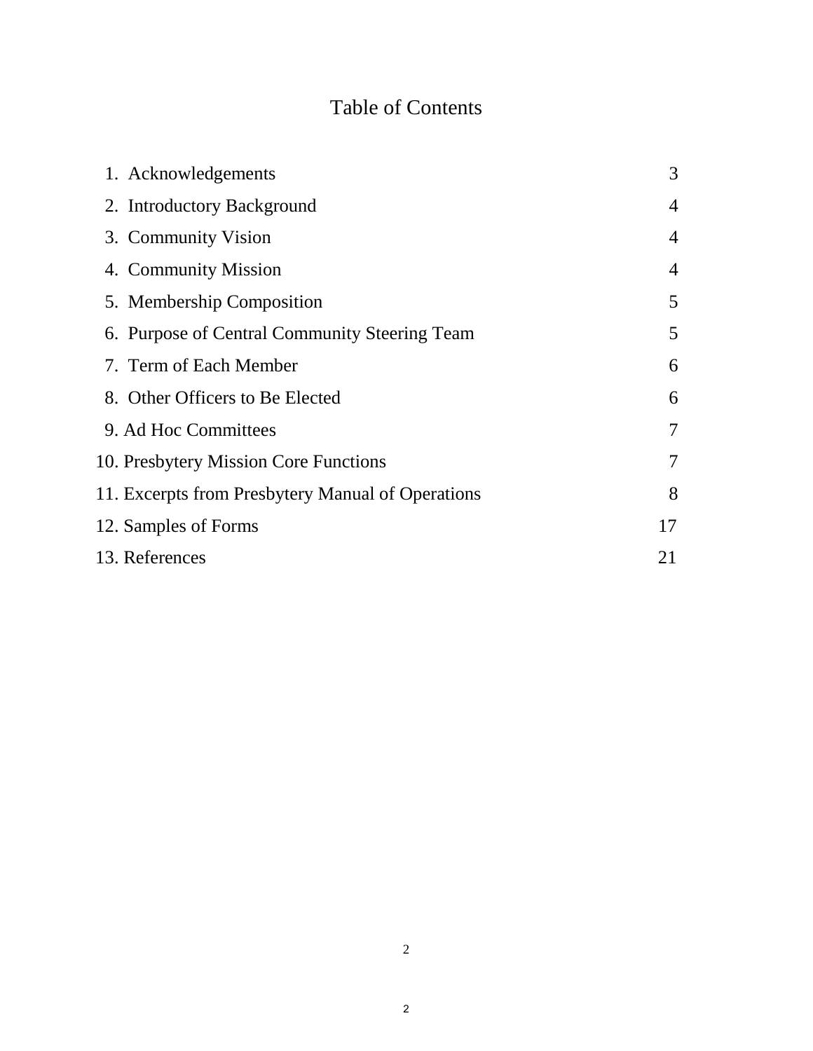# Table of Contents

| | |
|---|---|
| 1. Acknowledgements | 3 |
| 2. Introductory Background | 4 |
| 3. Community Vision | 4 |
| 4. Community Mission | 4 |
| 5. Membership Composition | 5 |
| 6. Purpose of Central Community Steering Team | 5 |
| 7. Term of Each Member | 6 |
| 8. Other Officers to Be Elected | 6 |
| 9. Ad Hoc Committees | 7 |
| 10. Presbytery Mission Core Functions | 7 |
| 11. Excerpts from Presbytery Manual of Operations | 8 |
| 12. Samples of Forms | 17 |
| 13. References | 21 |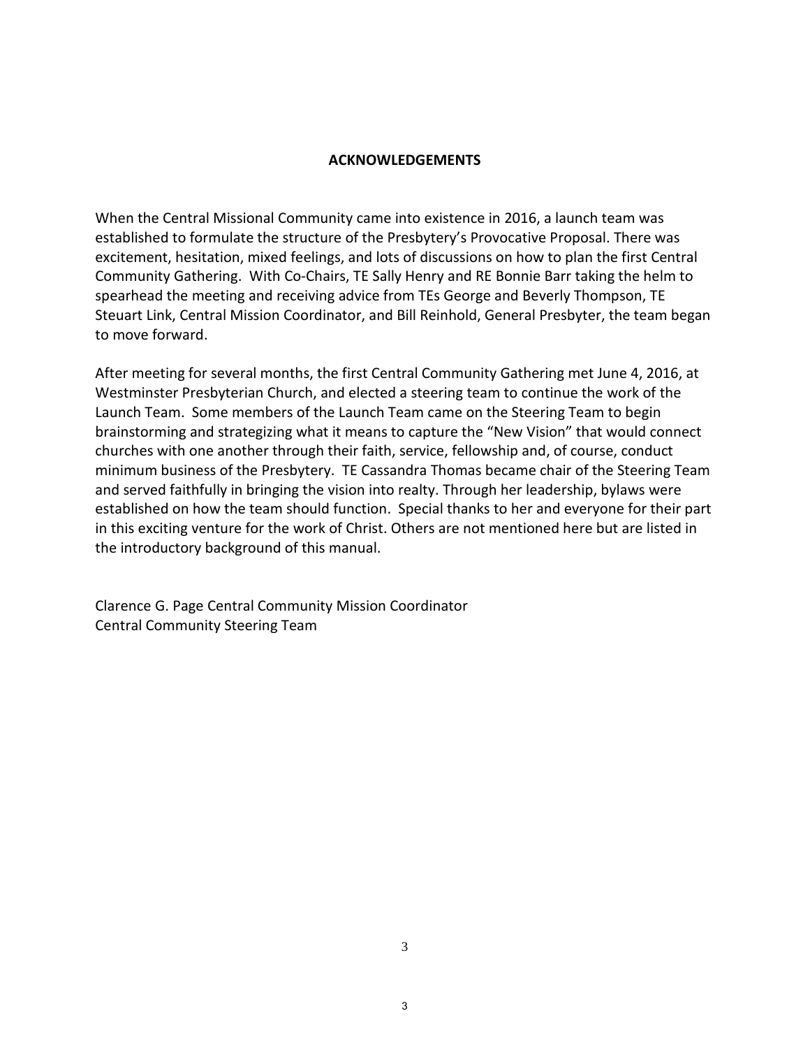## ACKNOWLEDGEMENTS

When the Central Missional Community came into existence in 2016, a launch team was established to formulate the structure of the Presbytery's Provocative Proposal. There was excitement, hesitation, mixed feelings, and lots of discussions on how to plan the first Central Community Gathering. With Co-Chairs, TE Sally Henry and RE Bonnie Barr taking the helm to spearhead the meeting and receiving advice from TEs George and Beverly Thompson, TE Steuart Link, Central Mission Coordinator, and Bill Reinhold, General Presbyter, the team began to move forward.

After meeting for several months, the first Central Community Gathering met June 4, 2016, at Westminster Presbyterian Church, and elected a steering team to continue the work of the Launch Team. Some members of the Launch Team came on the Steering Team to begin brainstorming and strategizing what it means to capture the "New Vision" that would connect churches with one another through their faith, service, fellowship and, of course, conduct minimum business of the Presbytery. TE Cassandra Thomas became chair of the Steering Team and served faithfully in bringing the vision into realty. Through her leadership, bylaws were established on how the team should function. Special thanks to her and everyone for their part in this exciting venture for the work of Christ. Others are not mentioned here but are listed in the introductory background of this manual.

Clarence G. Page Central Community Mission Coordinator
Central Community Steering Team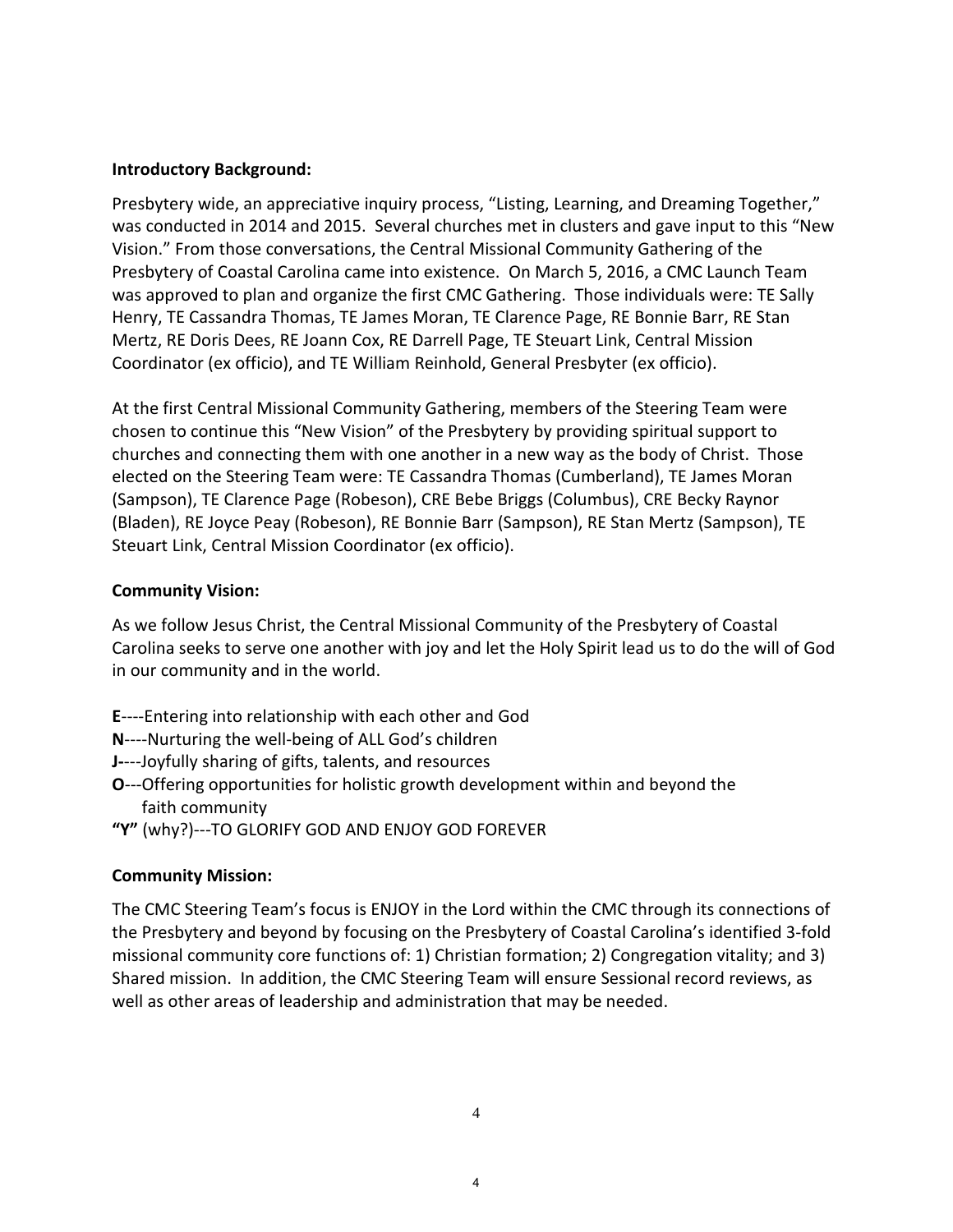**Introductory Background:**

Presbytery wide, an appreciative inquiry process, "Listing, Learning, and Dreaming Together," was conducted in 2014 and 2015. Several churches met in clusters and gave input to this "New Vision." From those conversations, the Central Missional Community Gathering of the Presbytery of Coastal Carolina came into existence. On March 5, 2016, a CMC Launch Team was approved to plan and organize the first CMC Gathering. Those individuals were: TE Sally Henry, TE Cassandra Thomas, TE James Moran, TE Clarence Page, RE Bonnie Barr, RE Stan Mertz, RE Doris Dees, RE Joann Cox, RE Darrell Page, TE Steuart Link, Central Mission Coordinator (ex officio), and TE William Reinhold, General Presbyter (ex officio).

At the first Central Missional Community Gathering, members of the Steering Team were chosen to continue this "New Vision" of the Presbytery by providing spiritual support to churches and connecting them with one another in a new way as the body of Christ. Those elected on the Steering Team were: TE Cassandra Thomas (Cumberland), TE James Moran (Sampson), TE Clarence Page (Robeson), CRE Bebe Briggs (Columbus), CRE Becky Raynor (Bladen), RE Joyce Peay (Robeson), RE Bonnie Barr (Sampson), RE Stan Mertz (Sampson), TE Steuart Link, Central Mission Coordinator (ex officio).

**Community Vision:**

As we follow Jesus Christ, the Central Missional Community of the Presbytery of Coastal Carolina seeks to serve one another with joy and let the Holy Spirit lead us to do the will of God in our community and in the world.

**E**----Entering into relationship with each other and God
**N**----Nurturing the well-being of ALL God's children
**J-**---Joyfully sharing of gifts, talents, and resources
**O**---Offering opportunities for holistic growth development within and beyond the faith community
**"Y"** (why?)---TO GLORIFY GOD AND ENJOY GOD FOREVER

**Community Mission:**

The CMC Steering Team's focus is ENJOY in the Lord within the CMC through its connections of the Presbytery and beyond by focusing on the Presbytery of Coastal Carolina's identified 3-fold missional community core functions of: 1) Christian formation; 2) Congregation vitality; and 3) Shared mission. In addition, the CMC Steering Team will ensure Sessional record reviews, as well as other areas of leadership and administration that may be needed.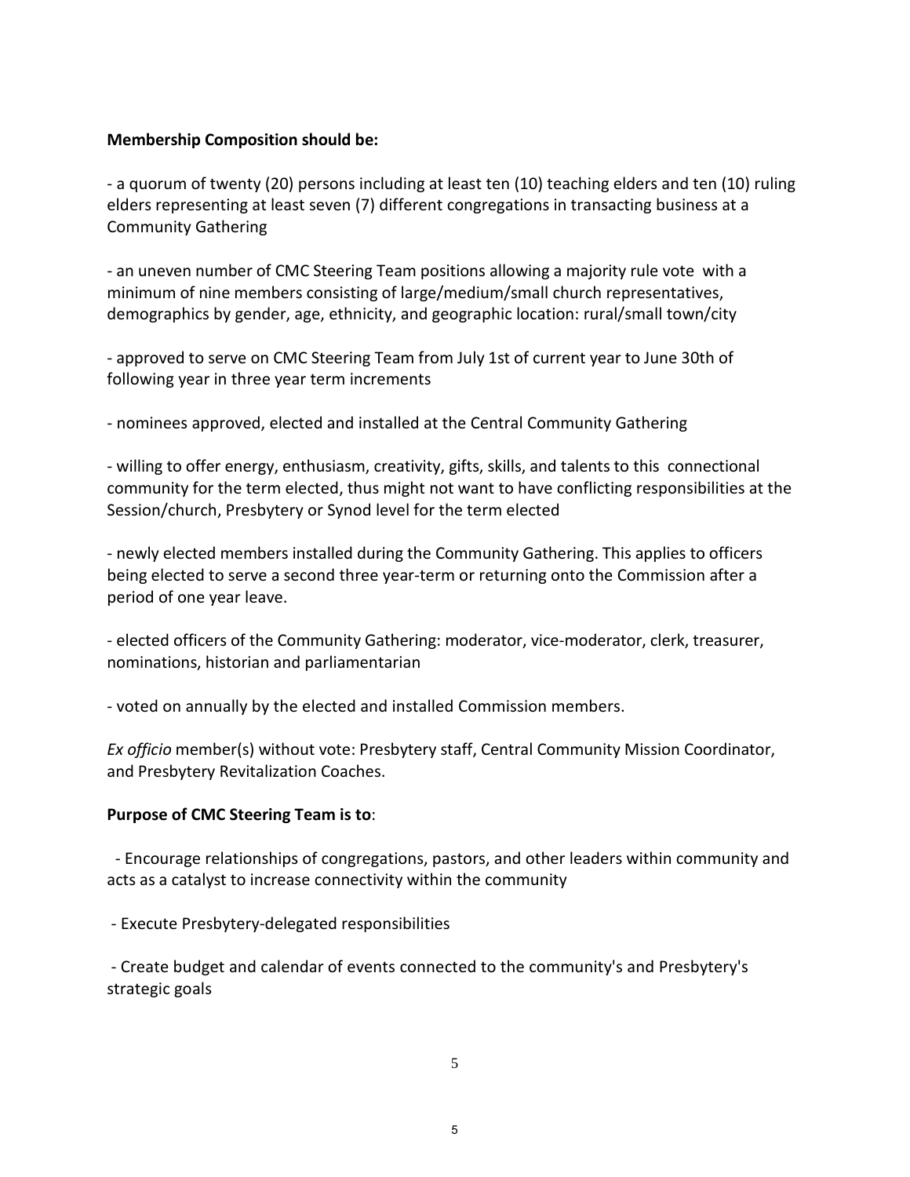**Membership Composition should be:**

- a quorum of twenty (20) persons including at least ten (10) teaching elders and ten (10) ruling elders representing at least seven (7) different congregations in transacting business at a Community Gathering

- an uneven number of CMC Steering Team positions allowing a majority rule vote with a minimum of nine members consisting of large/medium/small church representatives, demographics by gender, age, ethnicity, and geographic location: rural/small town/city

- approved to serve on CMC Steering Team from July 1st of current year to June 30th of following year in three year term increments

- nominees approved, elected and installed at the Central Community Gathering

- willing to offer energy, enthusiasm, creativity, gifts, skills, and talents to this connectional community for the term elected, thus might not want to have conflicting responsibilities at the Session/church, Presbytery or Synod level for the term elected

- newly elected members installed during the Community Gathering. This applies to officers being elected to serve a second three year-term or returning onto the Commission after a period of one year leave.

- elected officers of the Community Gathering: moderator, vice-moderator, clerk, treasurer, nominations, historian and parliamentarian

- voted on annually by the elected and installed Commission members.

*Ex officio* member(s) without vote: Presbytery staff, Central Community Mission Coordinator, and Presbytery Revitalization Coaches.

**Purpose of CMC Steering Team is to**:

- Encourage relationships of congregations, pastors, and other leaders within community and acts as a catalyst to increase connectivity within the community

- Execute Presbytery-delegated responsibilities

- Create budget and calendar of events connected to the community's and Presbytery's strategic goals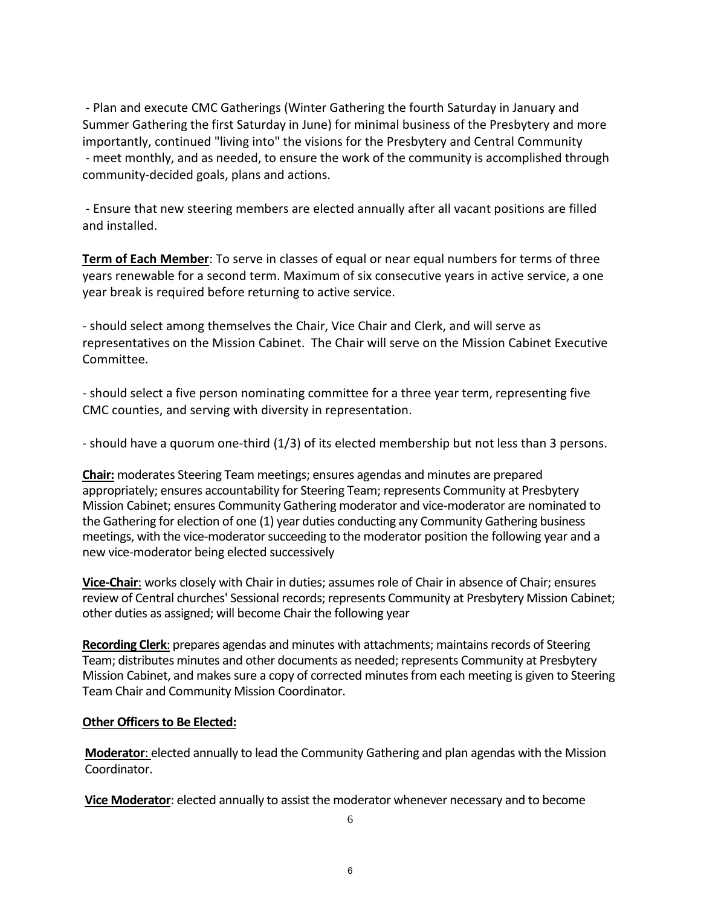- Plan and execute CMC Gatherings (Winter Gathering the fourth Saturday in January and Summer Gathering the first Saturday in June) for minimal business of the Presbytery and more importantly, continued "living into" the visions for the Presbytery and Central Community
- meet monthly, and as needed, to ensure the work of the community is accomplished through community-decided goals, plans and actions.

- Ensure that new steering members are elected annually after all vacant positions are filled and installed.

**Term of Each Member**: To serve in classes of equal or near equal numbers for terms of three years renewable for a second term. Maximum of six consecutive years in active service, a one year break is required before returning to active service.

- should select among themselves the Chair, Vice Chair and Clerk, and will serve as representatives on the Mission Cabinet. The Chair will serve on the Mission Cabinet Executive Committee.

- should select a five person nominating committee for a three year term, representing five CMC counties, and serving with diversity in representation.

- should have a quorum one-third (1/3) of its elected membership but not less than 3 persons.

**Chair:** moderates Steering Team meetings; ensures agendas and minutes are prepared appropriately; ensures accountability for Steering Team; represents Community at Presbytery Mission Cabinet; ensures Community Gathering moderator and vice-moderator are nominated to the Gathering for election of one (1) year duties conducting any Community Gathering business meetings, with the vice-moderator succeeding to the moderator position the following year and a new vice-moderator being elected successively

**Vice-Chair**: works closely with Chair in duties; assumes role of Chair in absence of Chair; ensures review of Central churches' Sessional records; represents Community at Presbytery Mission Cabinet; other duties as assigned; will become Chair the following year

**Recording Clerk**: prepares agendas and minutes with attachments; maintains records of Steering Team; distributes minutes and other documents as needed; represents Community at Presbytery Mission Cabinet, and makes sure a copy of corrected minutes from each meeting is given to Steering Team Chair and Community Mission Coordinator.

**Other Officers to Be Elected:**

**Moderator**: elected annually to lead the Community Gathering and plan agendas with the Mission Coordinator.

**Vice Moderator**: elected annually to assist the moderator whenever necessary and to become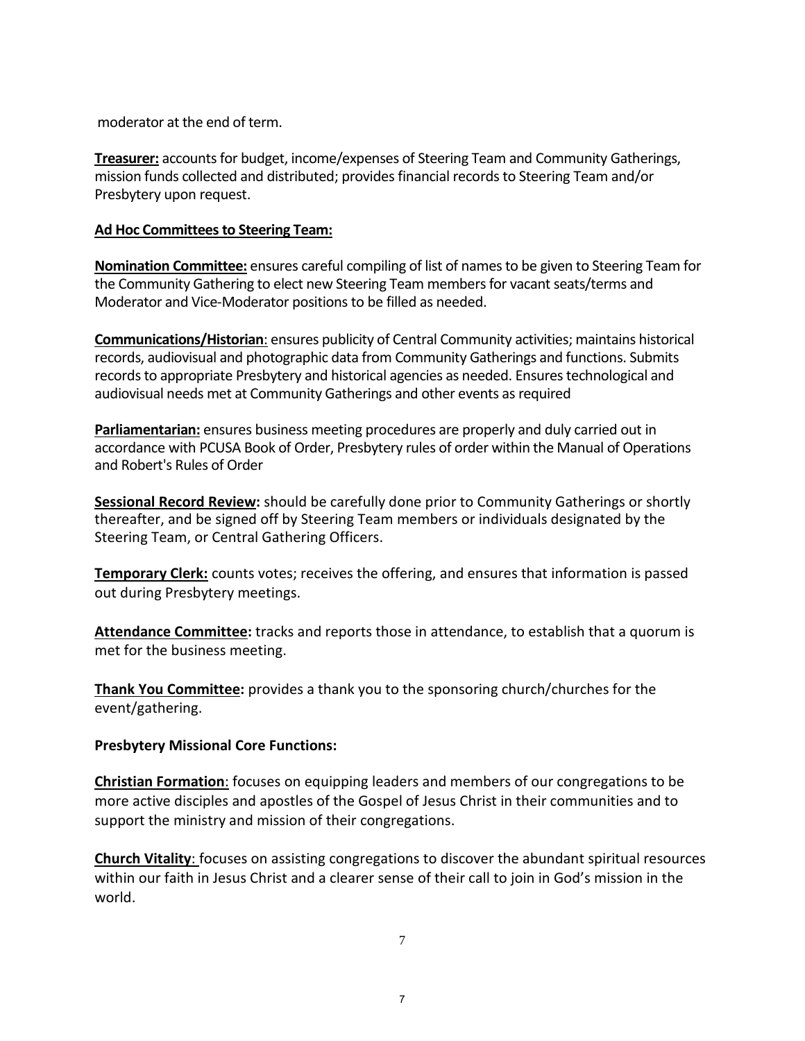moderator at the end of term.

**Treasurer:** accounts for budget, income/expenses of Steering Team and Community Gatherings, mission funds collected and distributed; provides financial records to Steering Team and/or Presbytery upon request.

**Ad Hoc Committees to Steering Team:**

**Nomination Committee:** ensures careful compiling of list of names to be given to Steering Team for the Community Gathering to elect new Steering Team members for vacant seats/terms and Moderator and Vice-Moderator positions to be filled as needed.

**Communications/Historian**: ensures publicity of Central Community activities; maintains historical records, audiovisual and photographic data from Community Gatherings and functions. Submits records to appropriate Presbytery and historical agencies as needed. Ensures technological and audiovisual needs met at Community Gatherings and other events as required

**Parliamentarian:** ensures business meeting procedures are properly and duly carried out in accordance with PCUSA Book of Order, Presbytery rules of order within the Manual of Operations and Robert's Rules of Order

**Sessional Record Review:** should be carefully done prior to Community Gatherings or shortly thereafter, and be signed off by Steering Team members or individuals designated by the Steering Team, or Central Gathering Officers.

**Temporary Clerk:** counts votes; receives the offering, and ensures that information is passed out during Presbytery meetings.

**Attendance Committee:** tracks and reports those in attendance, to establish that a quorum is met for the business meeting.

**Thank You Committee:** provides a thank you to the sponsoring church/churches for the event/gathering.

**Presbytery Missional Core Functions:**

**Christian Formation**: focuses on equipping leaders and members of our congregations to be more active disciples and apostles of the Gospel of Jesus Christ in their communities and to support the ministry and mission of their congregations.

**Church Vitality**: focuses on assisting congregations to discover the abundant spiritual resources within our faith in Jesus Christ and a clearer sense of their call to join in God's mission in the world.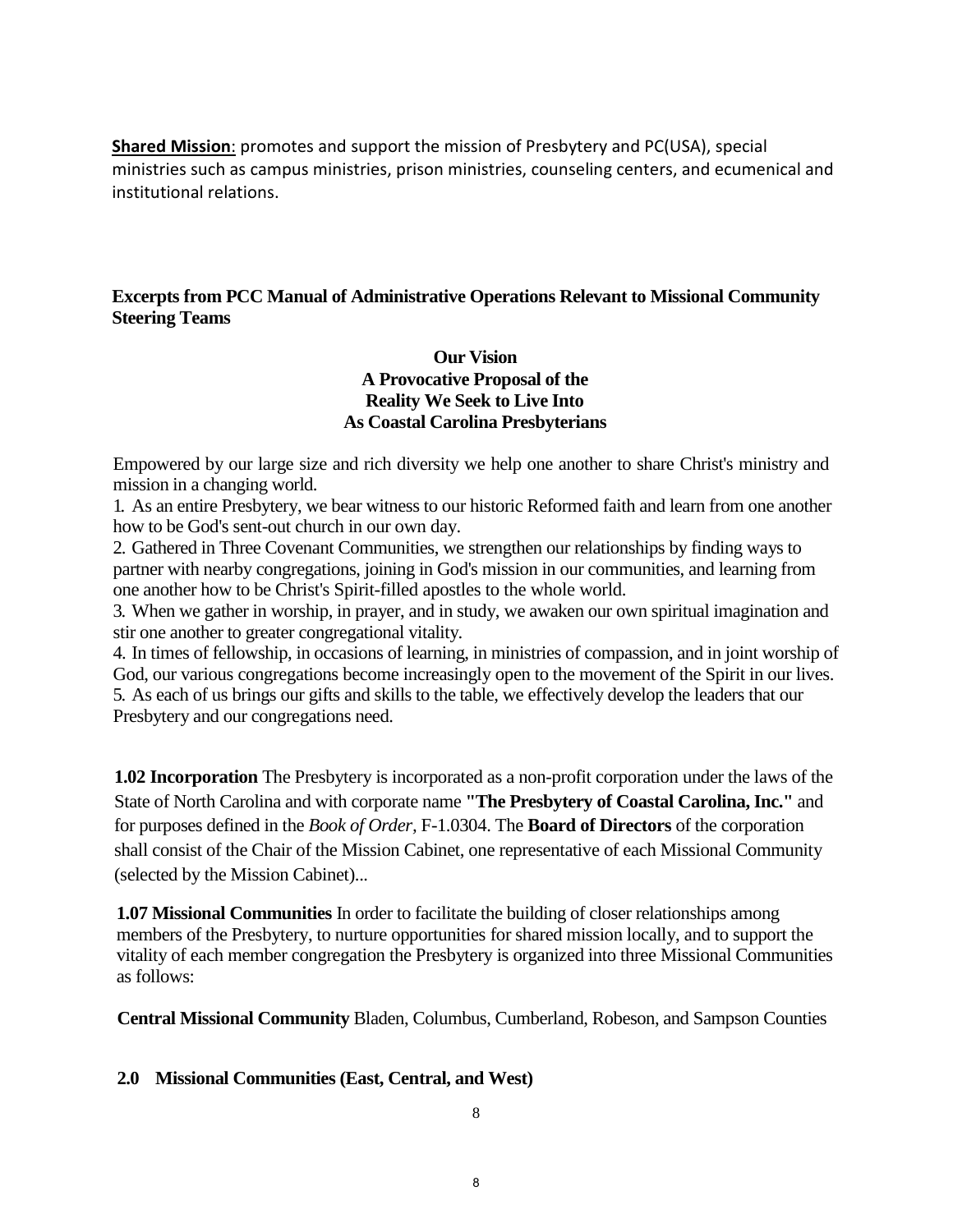**Shared Mission**: promotes and support the mission of Presbytery and PC(USA), special ministries such as campus ministries, prison ministries, counseling centers, and ecumenical and institutional relations.

## Excerpts from PCC Manual of Administrative Operations Relevant to Missional Community Steering Teams

### Our Vision
### A Provocative Proposal of the Reality We Seek to Live Into As Coastal Carolina Presbyterians

Empowered by our large size and rich diversity we help one another to share Christ's ministry and mission in a changing world.

1. As an entire Presbytery, we bear witness to our historic Reformed faith and learn from one another how to be God's sent-out church in our own day.
2. Gathered in Three Covenant Communities, we strengthen our relationships by finding ways to partner with nearby congregations, joining in God's mission in our communities, and learning from one another how to be Christ's Spirit-filled apostles to the whole world.
3. When we gather in worship, in prayer, and in study, we awaken our own spiritual imagination and stir one another to greater congregational vitality.
4. In times of fellowship, in occasions of learning, in ministries of compassion, and in joint worship of God, our various congregations become increasingly open to the movement of the Spirit in our lives.
5. As each of us brings our gifts and skills to the table, we effectively develop the leaders that our Presbytery and our congregations need.

**1.02 Incorporation** The Presbytery is incorporated as a non-profit corporation under the laws of the State of North Carolina and with corporate name **"The Presbytery of Coastal Carolina, Inc."** and for purposes defined in the *Book of Order*, F-1.0304. The **Board of Directors** of the corporation shall consist of the Chair of the Mission Cabinet, one representative of each Missional Community (selected by the Mission Cabinet)...

**1.07 Missional Communities** In order to facilitate the building of closer relationships among members of the Presbytery, to nurture opportunities for shared mission locally, and to support the vitality of each member congregation the Presbytery is organized into three Missional Communities as follows:

**Central Missional Community** Bladen, Columbus, Cumberland, Robeson, and Sampson Counties

**2.0 Missional Communities (East, Central, and West)**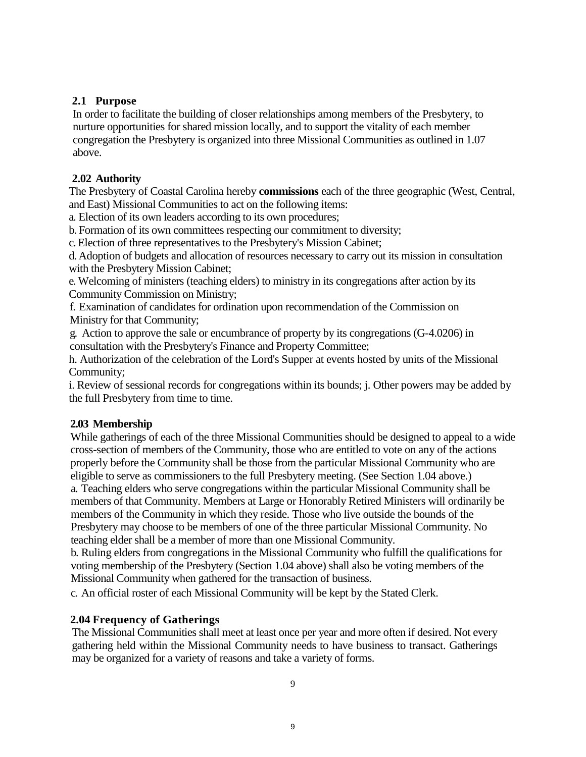### 2.1 Purpose

In order to facilitate the building of closer relationships among members of the Presbytery, to nurture opportunities for shared mission locally, and to support the vitality of each member congregation the Presbytery is organized into three Missional Communities as outlined in 1.07 above.

### 2.02 Authority

The Presbytery of Coastal Carolina hereby **commissions** each of the three geographic (West, Central, and East) Missional Communities to act on the following items:

a. Election of its own leaders according to its own procedures;

b. Formation of its own committees respecting our commitment to diversity;

c. Election of three representatives to the Presbytery's Mission Cabinet;

d. Adoption of budgets and allocation of resources necessary to carry out its mission in consultation with the Presbytery Mission Cabinet;

e. Welcoming of ministers (teaching elders) to ministry in its congregations after action by its Community Commission on Ministry;

f. Examination of candidates for ordination upon recommendation of the Commission on Ministry for that Community;

g. Action to approve the sale or encumbrance of property by its congregations (G-4.0206) in consultation with the Presbytery's Finance and Property Committee;

h. Authorization of the celebration of the Lord's Supper at events hosted by units of the Missional Community;

i. Review of sessional records for congregations within its bounds; j. Other powers may be added by the full Presbytery from time to time.

### 2.03 Membership

While gatherings of each of the three Missional Communities should be designed to appeal to a wide cross-section of members of the Community, those who are entitled to vote on any of the actions properly before the Community shall be those from the particular Missional Community who are eligible to serve as commissioners to the full Presbytery meeting. (See Section 1.04 above.)

a. Teaching elders who serve congregations within the particular Missional Community shall be members of that Community. Members at Large or Honorably Retired Ministers will ordinarily be members of the Community in which they reside. Those who live outside the bounds of the Presbytery may choose to be members of one of the three particular Missional Community. No teaching elder shall be a member of more than one Missional Community.

b. Ruling elders from congregations in the Missional Community who fulfill the qualifications for voting membership of the Presbytery (Section 1.04 above) shall also be voting members of the Missional Community when gathered for the transaction of business.

c. An official roster of each Missional Community will be kept by the Stated Clerk.

### 2.04 Frequency of Gatherings

The Missional Communities shall meet at least once per year and more often if desired. Not every gathering held within the Missional Community needs to have business to transact. Gatherings may be organized for a variety of reasons and take a variety of forms.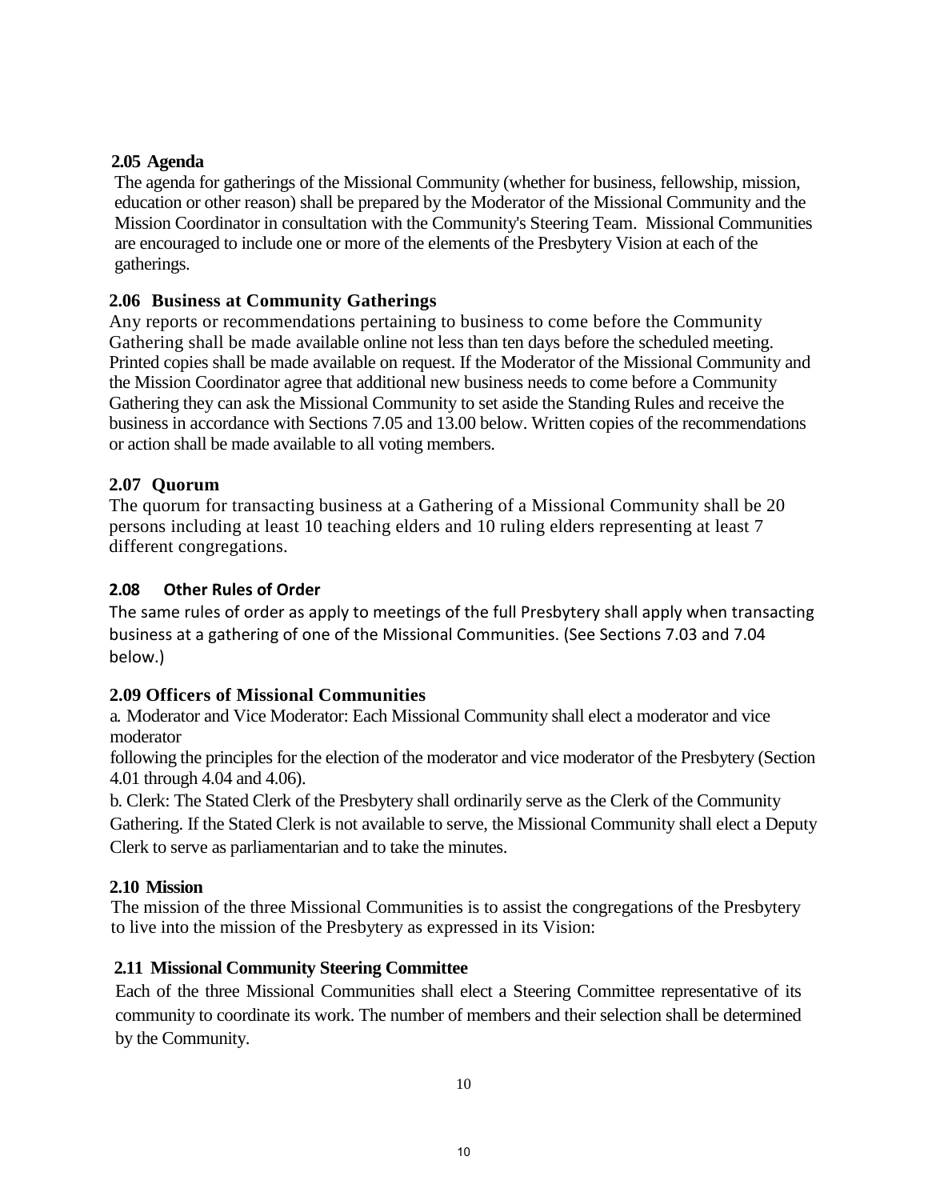### 2.05 Agenda

The agenda for gatherings of the Missional Community (whether for business, fellowship, mission, education or other reason) shall be prepared by the Moderator of the Missional Community and the Mission Coordinator in consultation with the Community's Steering Team. Missional Communities are encouraged to include one or more of the elements of the Presbytery Vision at each of the gatherings.

### 2.06 Business at Community Gatherings

Any reports or recommendations pertaining to business to come before the Community Gathering shall be made available online not less than ten days before the scheduled meeting. Printed copies shall be made available on request. If the Moderator of the Missional Community and the Mission Coordinator agree that additional new business needs to come before a Community Gathering they can ask the Missional Community to set aside the Standing Rules and receive the business in accordance with Sections 7.05 and 13.00 below. Written copies of the recommendations or action shall be made available to all voting members.

### 2.07 Quorum

The quorum for transacting business at a Gathering of a Missional Community shall be 20 persons including at least 10 teaching elders and 10 ruling elders representing at least 7 different congregations.

### 2.08 Other Rules of Order

The same rules of order as apply to meetings of the full Presbytery shall apply when transacting business at a gathering of one of the Missional Communities. (See Sections 7.03 and 7.04 below.)

### 2.09 Officers of Missional Communities

a. Moderator and Vice Moderator: Each Missional Community shall elect a moderator and vice moderator following the principles for the election of the moderator and vice moderator of the Presbytery (Section 4.01 through 4.04 and 4.06).

b. Clerk: The Stated Clerk of the Presbytery shall ordinarily serve as the Clerk of the Community Gathering. If the Stated Clerk is not available to serve, the Missional Community shall elect a Deputy Clerk to serve as parliamentarian and to take the minutes.

### 2.10 Mission

The mission of the three Missional Communities is to assist the congregations of the Presbytery to live into the mission of the Presbytery as expressed in its Vision:

### 2.11 Missional Community Steering Committee

Each of the three Missional Communities shall elect a Steering Committee representative of its community to coordinate its work. The number of members and their selection shall be determined by the Community.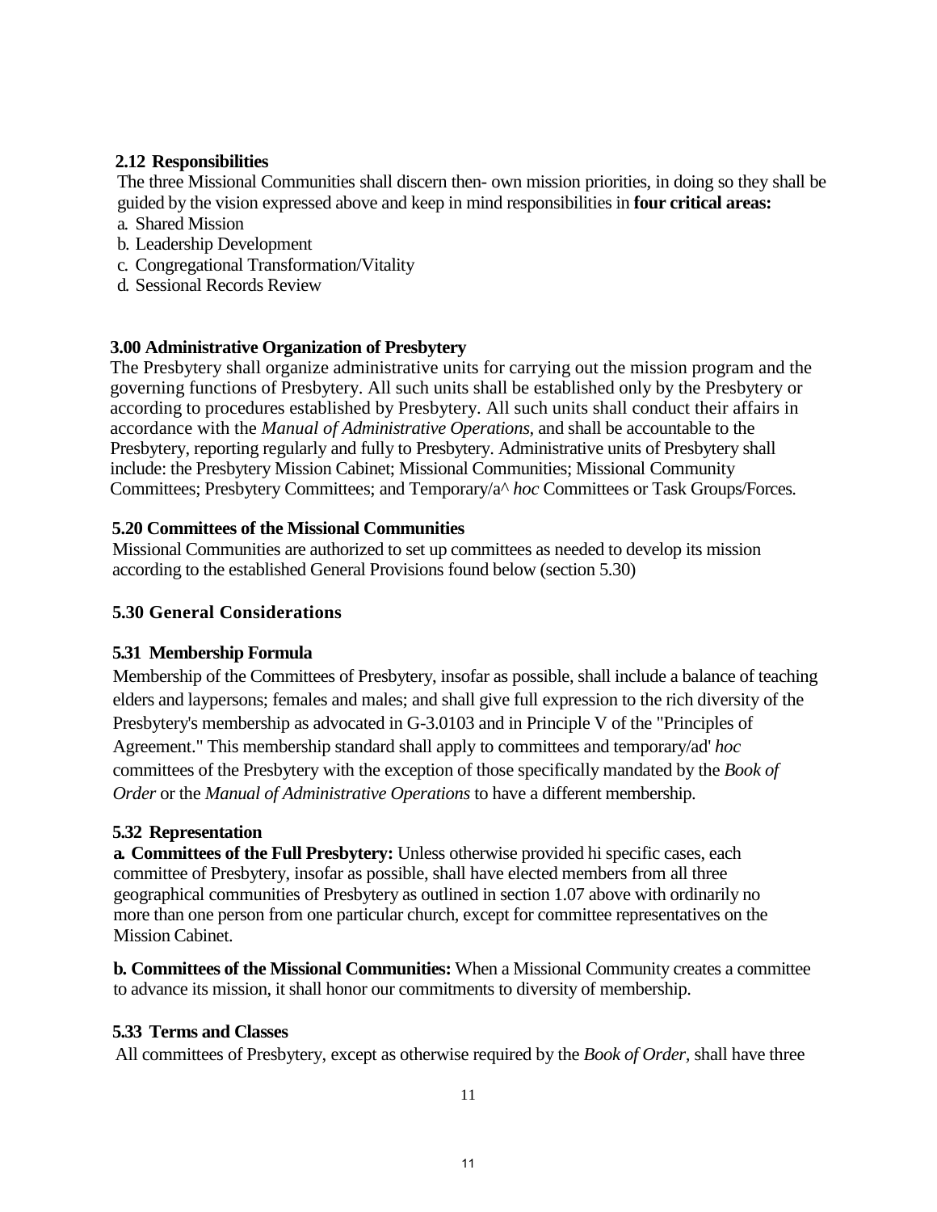**2.12 Responsibilities**

The three Missional Communities shall discern then- own mission priorities, in doing so they shall be guided by the vision expressed above and keep in mind responsibilities in **four critical areas:**

a. Shared Mission
b. Leadership Development
c. Congregational Transformation/Vitality
d. Sessional Records Review

**3.00 Administrative Organization of Presbytery**

The Presbytery shall organize administrative units for carrying out the mission program and the governing functions of Presbytery. All such units shall be established only by the Presbytery or according to procedures established by Presbytery. All such units shall conduct their affairs in accordance with the *Manual of Administrative Operations,* and shall be accountable to the Presbytery, reporting regularly and fully to Presbytery. Administrative units of Presbytery shall include: the Presbytery Mission Cabinet; Missional Communities; Missional Community Committees; Presbytery Committees; and Temporary/a^ *hoc* Committees or Task Groups/Forces.

**5.20 Committees of the Missional Communities**

Missional Communities are authorized to set up committees as needed to develop its mission according to the established General Provisions found below (section 5.30)

**5.30 General Considerations**

**5.31 Membership Formula**

Membership of the Committees of Presbytery, insofar as possible, shall include a balance of teaching elders and laypersons; females and males; and shall give full expression to the rich diversity of the Presbytery's membership as advocated in G-3.0103 and in Principle V of the "Principles of Agreement." This membership standard shall apply to committees and temporary/ad' *hoc* committees of the Presbytery with the exception of those specifically mandated by the *Book of Order* or the *Manual of Administrative Operations* to have a different membership.

**5.32 Representation**

**a. Committees of the Full Presbytery:** Unless otherwise provided hi specific cases, each committee of Presbytery, insofar as possible, shall have elected members from all three geographical communities of Presbytery as outlined in section 1.07 above with ordinarily no more than one person from one particular church, except for committee representatives on the Mission Cabinet.

**b. Committees of the Missional Communities:** When a Missional Community creates a committee to advance its mission, it shall honor our commitments to diversity of membership.

**5.33 Terms and Classes**

All committees of Presbytery, except as otherwise required by the *Book of Order,* shall have three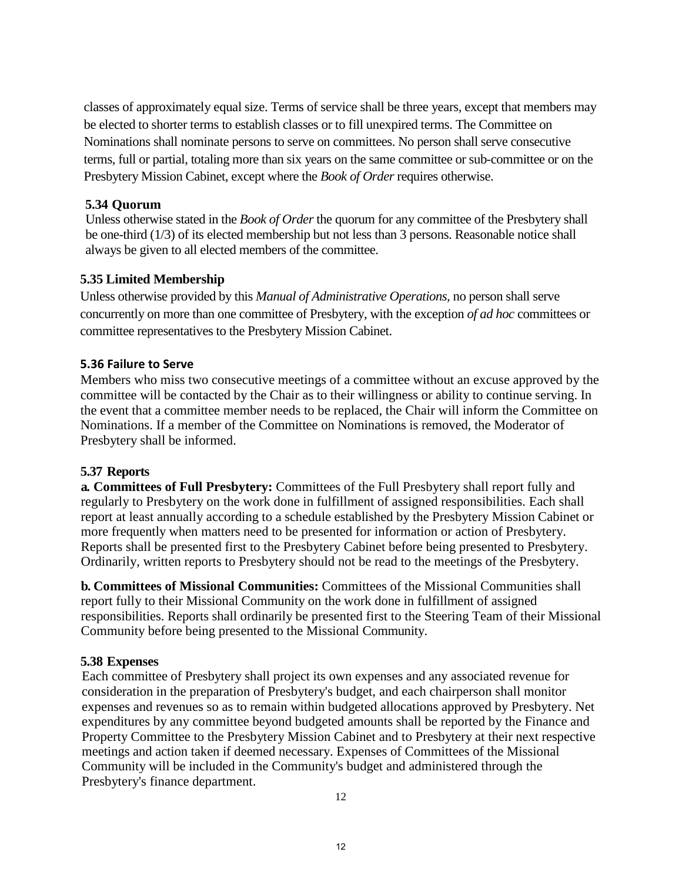classes of approximately equal size. Terms of service shall be three years, except that members may be elected to shorter terms to establish classes or to fill unexpired terms. The Committee on Nominations shall nominate persons to serve on committees. No person shall serve consecutive terms, full or partial, totaling more than six years on the same committee or sub-committee or on the Presbytery Mission Cabinet, except where the *Book of Order* requires otherwise.

### 5.34 Quorum

Unless otherwise stated in the *Book of Order* the quorum for any committee of the Presbytery shall be one-third (1/3) of its elected membership but not less than 3 persons. Reasonable notice shall always be given to all elected members of the committee.

### 5.35 Limited Membership

Unless otherwise provided by this *Manual of Administrative Operations*, no person shall serve concurrently on more than one committee of Presbytery, with the exception *of ad hoc* committees or committee representatives to the Presbytery Mission Cabinet.

### 5.36 Failure to Serve

Members who miss two consecutive meetings of a committee without an excuse approved by the committee will be contacted by the Chair as to their willingness or ability to continue serving. In the event that a committee member needs to be replaced, the Chair will inform the Committee on Nominations. If a member of the Committee on Nominations is removed, the Moderator of Presbytery shall be informed.

### 5.37 Reports

**a. Committees of Full Presbytery:** Committees of the Full Presbytery shall report fully and regularly to Presbytery on the work done in fulfillment of assigned responsibilities. Each shall report at least annually according to a schedule established by the Presbytery Mission Cabinet or more frequently when matters need to be presented for information or action of Presbytery. Reports shall be presented first to the Presbytery Cabinet before being presented to Presbytery. Ordinarily, written reports to Presbytery should not be read to the meetings of the Presbytery.

**b. Committees of Missional Communities:** Committees of the Missional Communities shall report fully to their Missional Community on the work done in fulfillment of assigned responsibilities. Reports shall ordinarily be presented first to the Steering Team of their Missional Community before being presented to the Missional Community.

### 5.38 Expenses

Each committee of Presbytery shall project its own expenses and any associated revenue for consideration in the preparation of Presbytery's budget, and each chairperson shall monitor expenses and revenues so as to remain within budgeted allocations approved by Presbytery. Net expenditures by any committee beyond budgeted amounts shall be reported by the Finance and Property Committee to the Presbytery Mission Cabinet and to Presbytery at their next respective meetings and action taken if deemed necessary. Expenses of Committees of the Missional Community will be included in the Community's budget and administered through the Presbytery's finance department.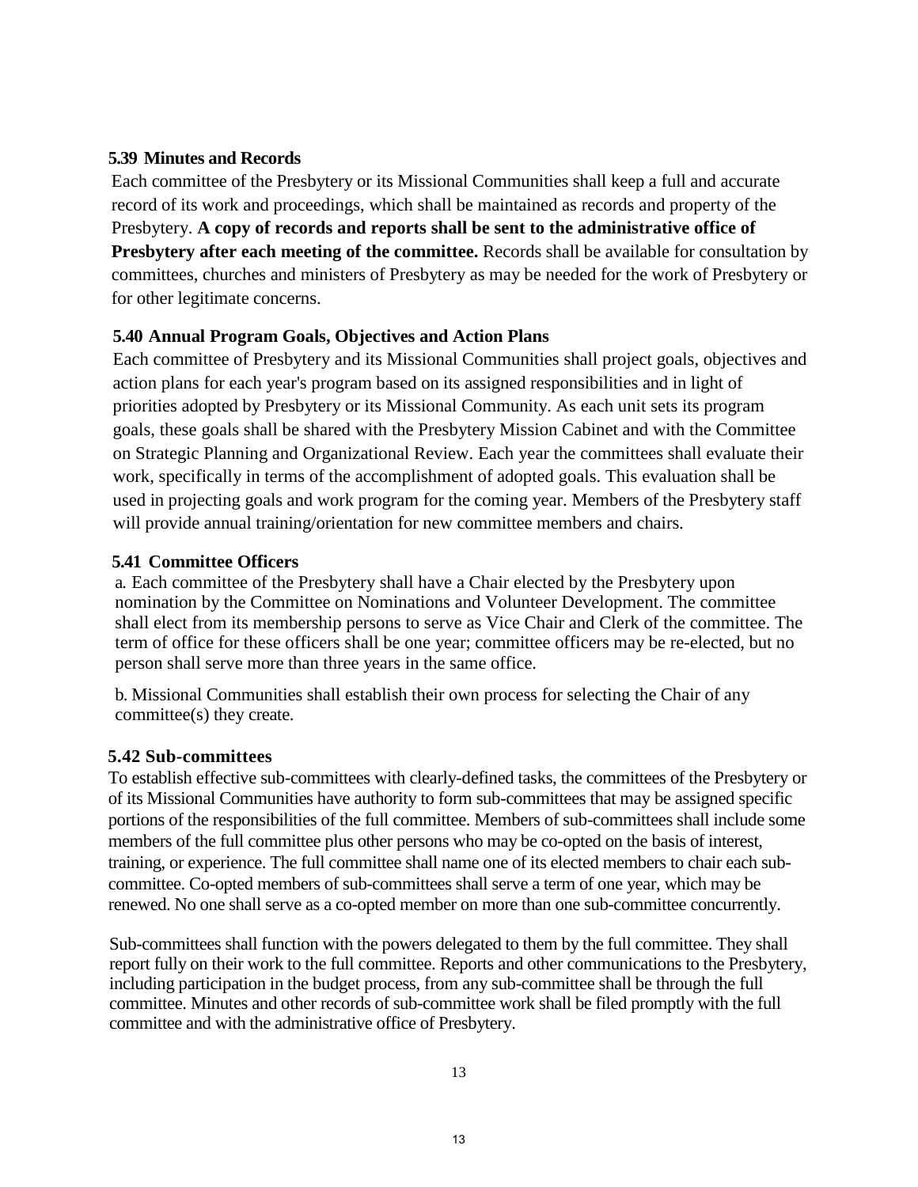**5.39 Minutes and Records**

Each committee of the Presbytery or its Missional Communities shall keep a full and accurate record of its work and proceedings, which shall be maintained as records and property of the Presbytery. **A copy of records and reports shall be sent to the administrative office of Presbytery after each meeting of the committee.** Records shall be available for consultation by committees, churches and ministers of Presbytery as may be needed for the work of Presbytery or for other legitimate concerns.

**5.40 Annual Program Goals, Objectives and Action Plans**

Each committee of Presbytery and its Missional Communities shall project goals, objectives and action plans for each year's program based on its assigned responsibilities and in light of priorities adopted by Presbytery or its Missional Community. As each unit sets its program goals, these goals shall be shared with the Presbytery Mission Cabinet and with the Committee on Strategic Planning and Organizational Review. Each year the committees shall evaluate their work, specifically in terms of the accomplishment of adopted goals. This evaluation shall be used in projecting goals and work program for the coming year. Members of the Presbytery staff will provide annual training/orientation for new committee members and chairs.

**5.41 Committee Officers**

a. Each committee of the Presbytery shall have a Chair elected by the Presbytery upon nomination by the Committee on Nominations and Volunteer Development. The committee shall elect from its membership persons to serve as Vice Chair and Clerk of the committee. The term of office for these officers shall be one year; committee officers may be re-elected, but no person shall serve more than three years in the same office.

b. Missional Communities shall establish their own process for selecting the Chair of any committee(s) they create.

**5.42 Sub-committees**

To establish effective sub-committees with clearly-defined tasks, the committees of the Presbytery or of its Missional Communities have authority to form sub-committees that may be assigned specific portions of the responsibilities of the full committee. Members of sub-committees shall include some members of the full committee plus other persons who may be co-opted on the basis of interest, training, or experience. The full committee shall name one of its elected members to chair each sub-committee. Co-opted members of sub-committees shall serve a term of one year, which may be renewed. No one shall serve as a co-opted member on more than one sub-committee concurrently.

Sub-committees shall function with the powers delegated to them by the full committee. They shall report fully on their work to the full committee. Reports and other communications to the Presbytery, including participation in the budget process, from any sub-committee shall be through the full committee. Minutes and other records of sub-committee work shall be filed promptly with the full committee and with the administrative office of Presbytery.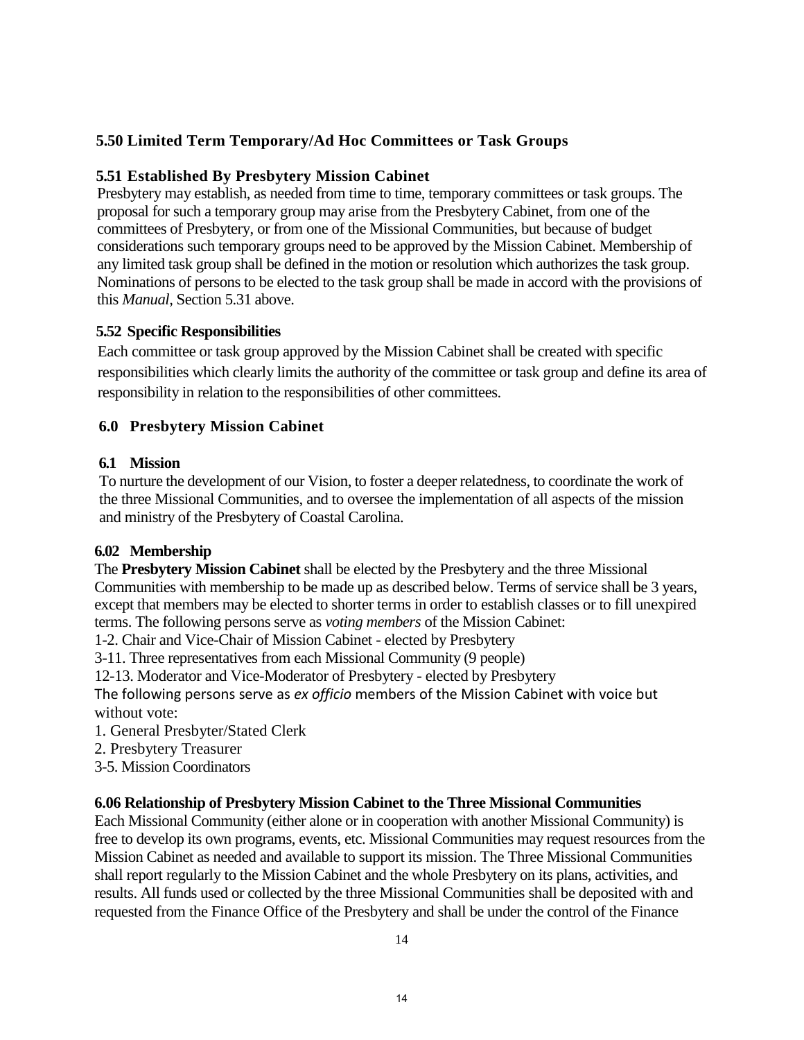### 5.50 Limited Term Temporary/Ad Hoc Committees or Task Groups

#### 5.51 Established By Presbytery Mission Cabinet

Presbytery may establish, as needed from time to time, temporary committees or task groups. The proposal for such a temporary group may arise from the Presbytery Cabinet, from one of the committees of Presbytery, or from one of the Missional Communities, but because of budget considerations such temporary groups need to be approved by the Mission Cabinet. Membership of any limited task group shall be defined in the motion or resolution which authorizes the task group. Nominations of persons to be elected to the task group shall be made in accord with the provisions of this *Manual,* Section 5.31 above.

#### 5.52 Specific Responsibilities

Each committee or task group approved by the Mission Cabinet shall be created with specific responsibilities which clearly limits the authority of the committee or task group and define its area of responsibility in relation to the responsibilities of other committees.

### 6.0 Presbytery Mission Cabinet

#### 6.1 Mission

To nurture the development of our Vision, to foster a deeper relatedness, to coordinate the work of the three Missional Communities, and to oversee the implementation of all aspects of the mission and ministry of the Presbytery of Coastal Carolina.

#### 6.02 Membership

The **Presbytery Mission Cabinet** shall be elected by the Presbytery and the three Missional Communities with membership to be made up as described below. Terms of service shall be 3 years, except that members may be elected to shorter terms in order to establish classes or to fill unexpired terms. The following persons serve as *voting members* of the Mission Cabinet:

1-2. Chair and Vice-Chair of Mission Cabinet - elected by Presbytery

3-11. Three representatives from each Missional Community (9 people)

12-13. Moderator and Vice-Moderator of Presbytery - elected by Presbytery

The following persons serve as *ex officio* members of the Mission Cabinet with voice but without vote:

1. General Presbyter/Stated Clerk
2. Presbytery Treasurer

3-5. Mission Coordinators

#### 6.06 Relationship of Presbytery Mission Cabinet to the Three Missional Communities

Each Missional Community (either alone or in cooperation with another Missional Community) is free to develop its own programs, events, etc. Missional Communities may request resources from the Mission Cabinet as needed and available to support its mission. The Three Missional Communities shall report regularly to the Mission Cabinet and the whole Presbytery on its plans, activities, and results. All funds used or collected by the three Missional Communities shall be deposited with and requested from the Finance Office of the Presbytery and shall be under the control of the Finance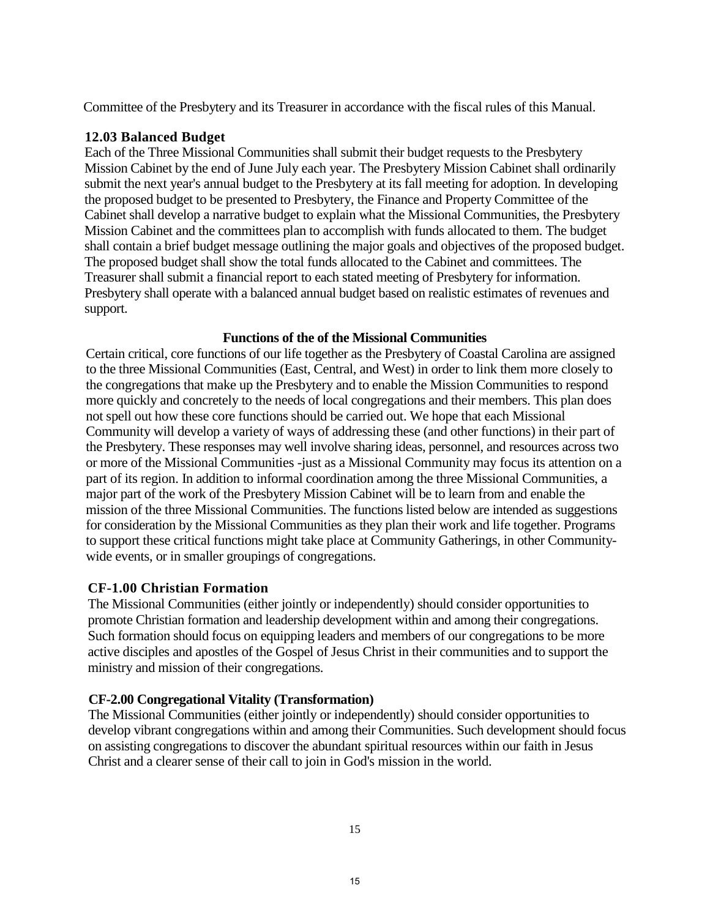Committee of the Presbytery and its Treasurer in accordance with the fiscal rules of this Manual.

### 12.03 Balanced Budget

Each of the Three Missional Communities shall submit their budget requests to the Presbytery Mission Cabinet by the end of June July each year. The Presbytery Mission Cabinet shall ordinarily submit the next year's annual budget to the Presbytery at its fall meeting for adoption. In developing the proposed budget to be presented to Presbytery, the Finance and Property Committee of the Cabinet shall develop a narrative budget to explain what the Missional Communities, the Presbytery Mission Cabinet and the committees plan to accomplish with funds allocated to them. The budget shall contain a brief budget message outlining the major goals and objectives of the proposed budget. The proposed budget shall show the total funds allocated to the Cabinet and committees. The Treasurer shall submit a financial report to each stated meeting of Presbytery for information. Presbytery shall operate with a balanced annual budget based on realistic estimates of revenues and support.

## Functions of the of the Missional Communities

Certain critical, core functions of our life together as the Presbytery of Coastal Carolina are assigned to the three Missional Communities (East, Central, and West) in order to link them more closely to the congregations that make up the Presbytery and to enable the Mission Communities to respond more quickly and concretely to the needs of local congregations and their members. This plan does not spell out how these core functions should be carried out. We hope that each Missional Community will develop a variety of ways of addressing these (and other functions) in their part of the Presbytery. These responses may well involve sharing ideas, personnel, and resources across two or more of the Missional Communities -just as a Missional Community may focus its attention on a part of its region. In addition to informal coordination among the three Missional Communities, a major part of the work of the Presbytery Mission Cabinet will be to learn from and enable the mission of the three Missional Communities. The functions listed below are intended as suggestions for consideration by the Missional Communities as they plan their work and life together. Programs to support these critical functions might take place at Community Gatherings, in other Community-wide events, or in smaller groupings of congregations.

### CF-1.00 Christian Formation

The Missional Communities (either jointly or independently) should consider opportunities to promote Christian formation and leadership development within and among their congregations. Such formation should focus on equipping leaders and members of our congregations to be more active disciples and apostles of the Gospel of Jesus Christ in their communities and to support the ministry and mission of their congregations.

### CF-2.00 Congregational Vitality (Transformation)

The Missional Communities (either jointly or independently) should consider opportunities to develop vibrant congregations within and among their Communities. Such development should focus on assisting congregations to discover the abundant spiritual resources within our faith in Jesus Christ and a clearer sense of their call to join in God's mission in the world.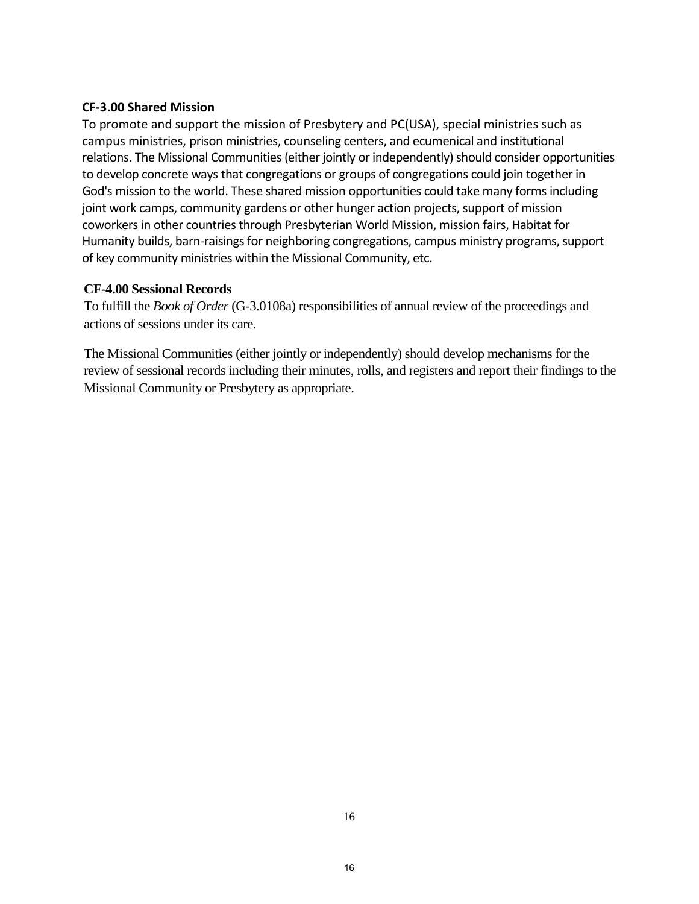**CF-3.00 Shared Mission**

To promote and support the mission of Presbytery and PC(USA), special ministries such as campus ministries, prison ministries, counseling centers, and ecumenical and institutional relations. The Missional Communities (either jointly or independently) should consider opportunities to develop concrete ways that congregations or groups of congregations could join together in God's mission to the world. These shared mission opportunities could take many forms including joint work camps, community gardens or other hunger action projects, support of mission coworkers in other countries through Presbyterian World Mission, mission fairs, Habitat for Humanity builds, barn-raisings for neighboring congregations, campus ministry programs, support of key community ministries within the Missional Community, etc.

**CF-4.00 Sessional Records**

To fulfill the *Book of Order* (G-3.0108a) responsibilities of annual review of the proceedings and actions of sessions under its care.

The Missional Communities (either jointly or independently) should develop mechanisms for the review of sessional records including their minutes, rolls, and registers and report their findings to the Missional Community or Presbytery as appropriate.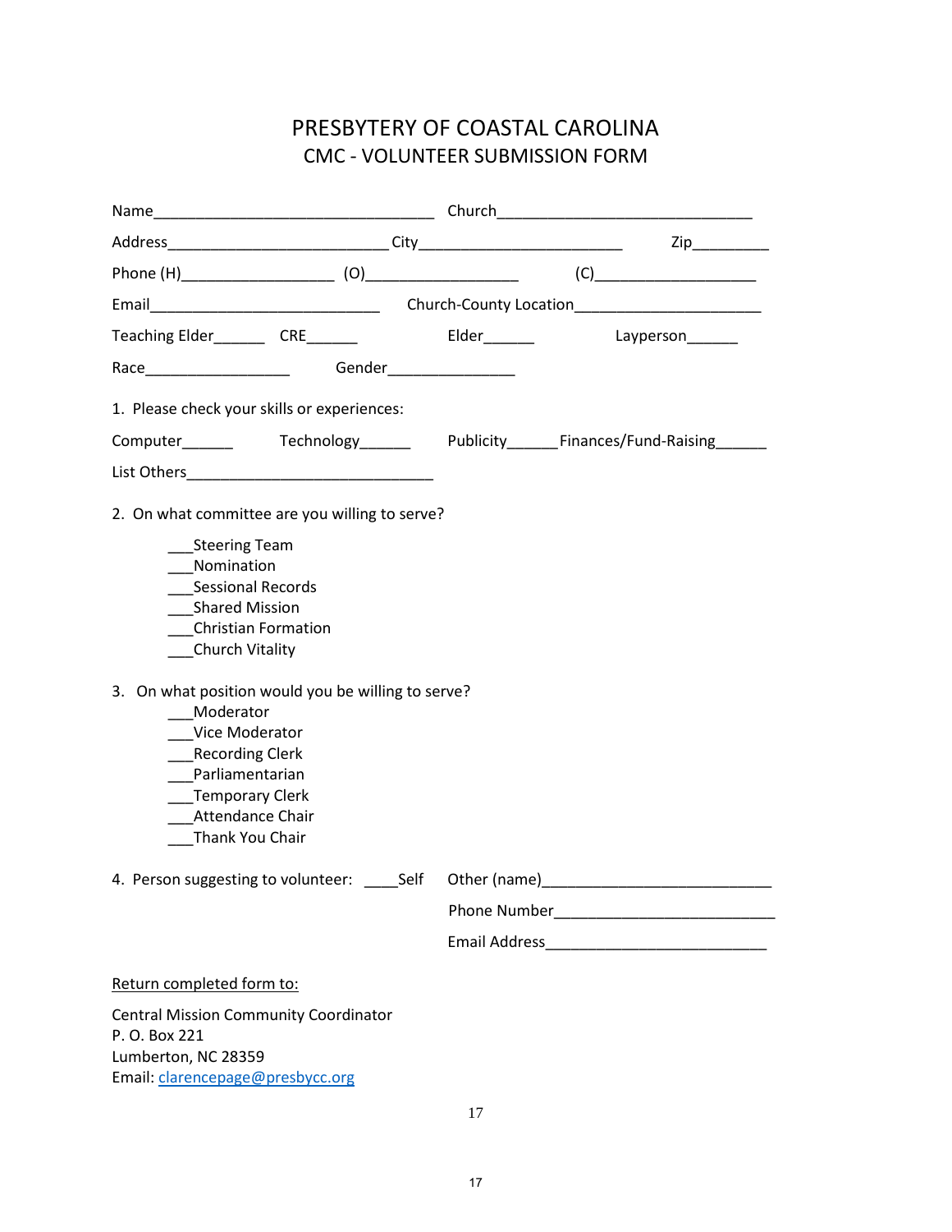# PRESBYTERY OF COASTAL CAROLINA

## CMC - VOLUNTEER SUBMISSION FORM

Name_________________________________ Church______________________________

Address__________________________ City________________________ Zip_________

Phone (H)__________________ (O)__________________ (C)___________________

Email___________________________ Church-County Location_____________________

Teaching Elder______ CRE______ Elder______ Layperson______

Race_________________ Gender_______________

1. Please check your skills or experiences:

Computer______ Technology______ Publicity______ Finances/Fund-Raising______

List Others_____________________________

2. On what committee are you willing to serve?

___Steering Team
___Nomination
___Sessional Records
___Shared Mission
___Christian Formation
___Church Vitality

3. On what position would you be willing to serve?

___Moderator
___Vice Moderator
___Recording Clerk
___Parliamentarian
___Temporary Clerk
___Attendance Chair
___Thank You Chair

4. Person suggesting to volunteer: ____Self Other (name)___________________________

Phone Number__________________________

Email Address__________________________

Return completed form to:

Central Mission Community Coordinator
P. O. Box 221
Lumberton, NC 28359
Email: clarencepage@presbycc.org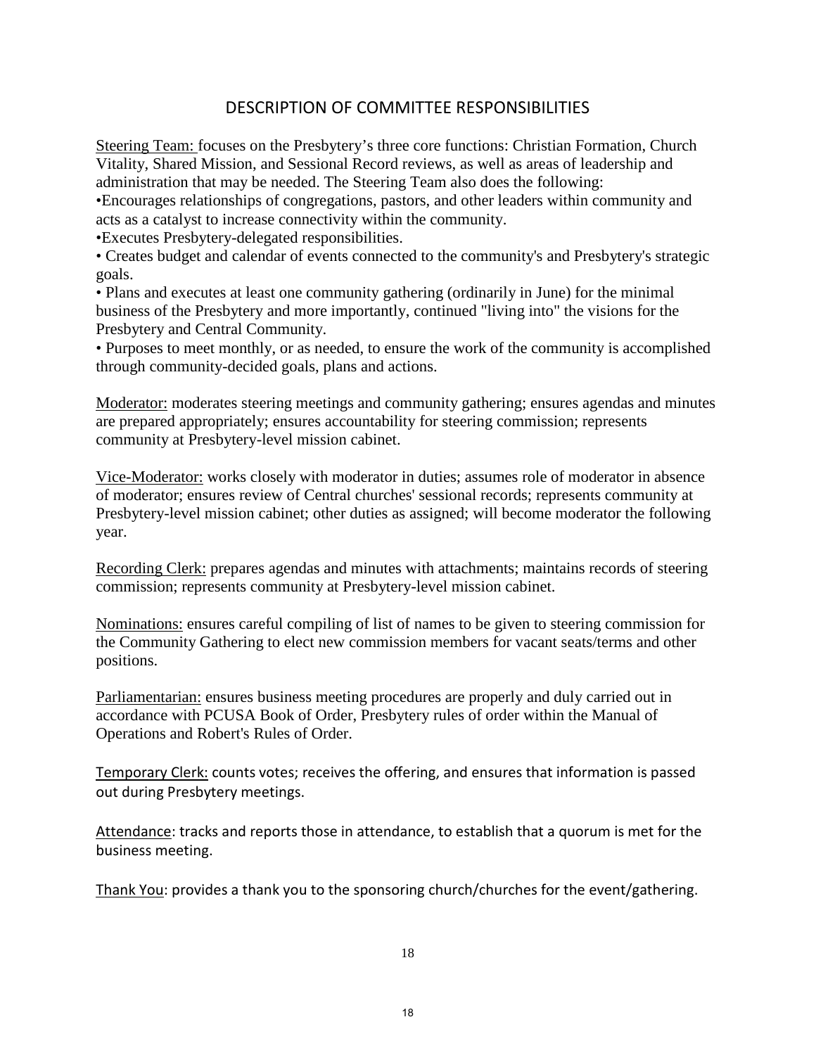## DESCRIPTION OF COMMITTEE RESPONSIBILITIES

Steering Team: focuses on the Presbytery's three core functions: Christian Formation, Church Vitality, Shared Mission, and Sessional Record reviews, as well as areas of leadership and administration that may be needed. The Steering Team also does the following:

•Encourages relationships of congregations, pastors, and other leaders within community and acts as a catalyst to increase connectivity within the community.

•Executes Presbytery-delegated responsibilities.

• Creates budget and calendar of events connected to the community's and Presbytery's strategic goals.

• Plans and executes at least one community gathering (ordinarily in June) for the minimal business of the Presbytery and more importantly, continued "living into" the visions for the Presbytery and Central Community.

• Purposes to meet monthly, or as needed, to ensure the work of the community is accomplished through community-decided goals, plans and actions.

Moderator: moderates steering meetings and community gathering; ensures agendas and minutes are prepared appropriately; ensures accountability for steering commission; represents community at Presbytery-level mission cabinet.

Vice-Moderator: works closely with moderator in duties; assumes role of moderator in absence of moderator; ensures review of Central churches' sessional records; represents community at Presbytery-level mission cabinet; other duties as assigned; will become moderator the following year.

Recording Clerk: prepares agendas and minutes with attachments; maintains records of steering commission; represents community at Presbytery-level mission cabinet.

Nominations: ensures careful compiling of list of names to be given to steering commission for the Community Gathering to elect new commission members for vacant seats/terms and other positions.

Parliamentarian: ensures business meeting procedures are properly and duly carried out in accordance with PCUSA Book of Order, Presbytery rules of order within the Manual of Operations and Robert's Rules of Order.

Temporary Clerk: counts votes; receives the offering, and ensures that information is passed out during Presbytery meetings.

Attendance: tracks and reports those in attendance, to establish that a quorum is met for the business meeting.

Thank You: provides a thank you to the sponsoring church/churches for the event/gathering.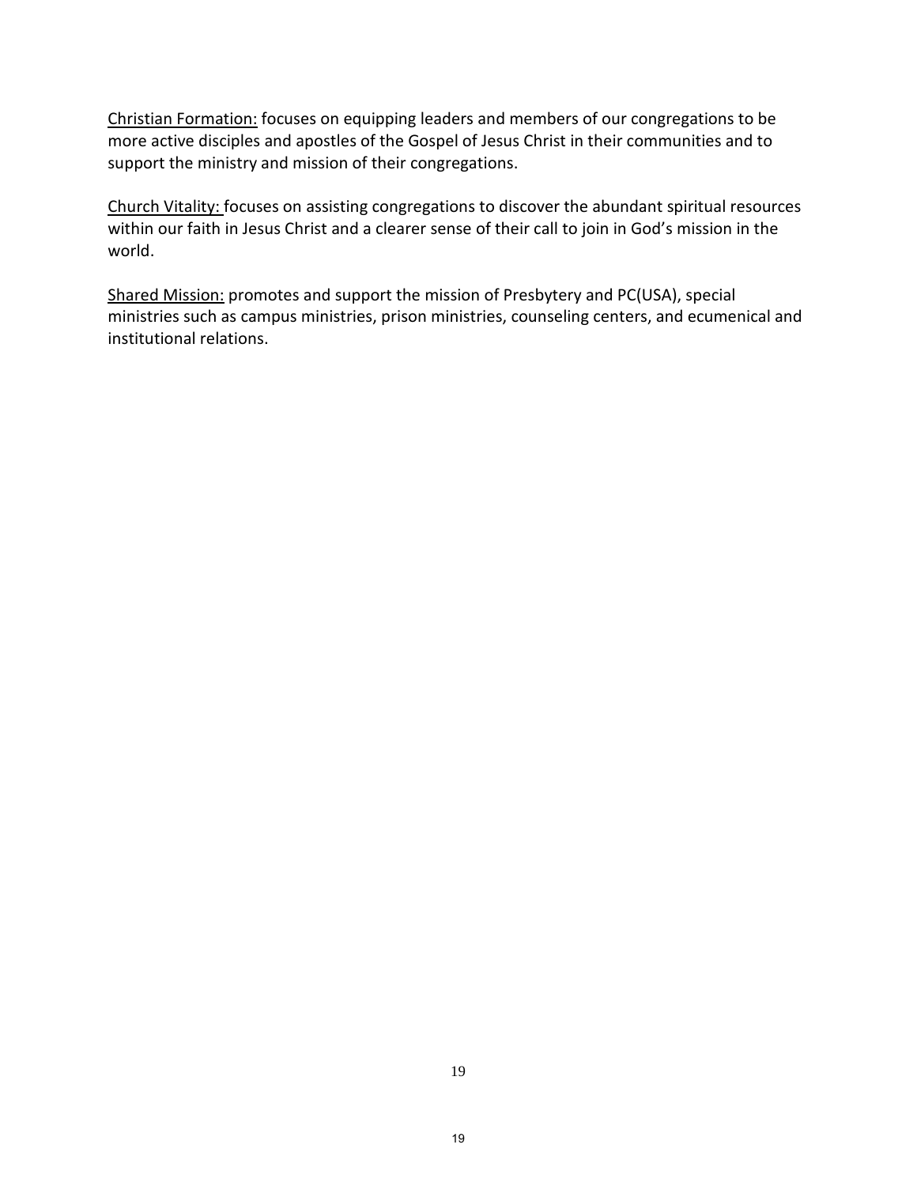<u>Christian Formation:</u> focuses on equipping leaders and members of our congregations to be more active disciples and apostles of the Gospel of Jesus Christ in their communities and to support the ministry and mission of their congregations.

<u>Church Vitality:</u> focuses on assisting congregations to discover the abundant spiritual resources within our faith in Jesus Christ and a clearer sense of their call to join in God's mission in the world.

<u>Shared Mission:</u> promotes and support the mission of Presbytery and PC(USA), special ministries such as campus ministries, prison ministries, counseling centers, and ecumenical and institutional relations.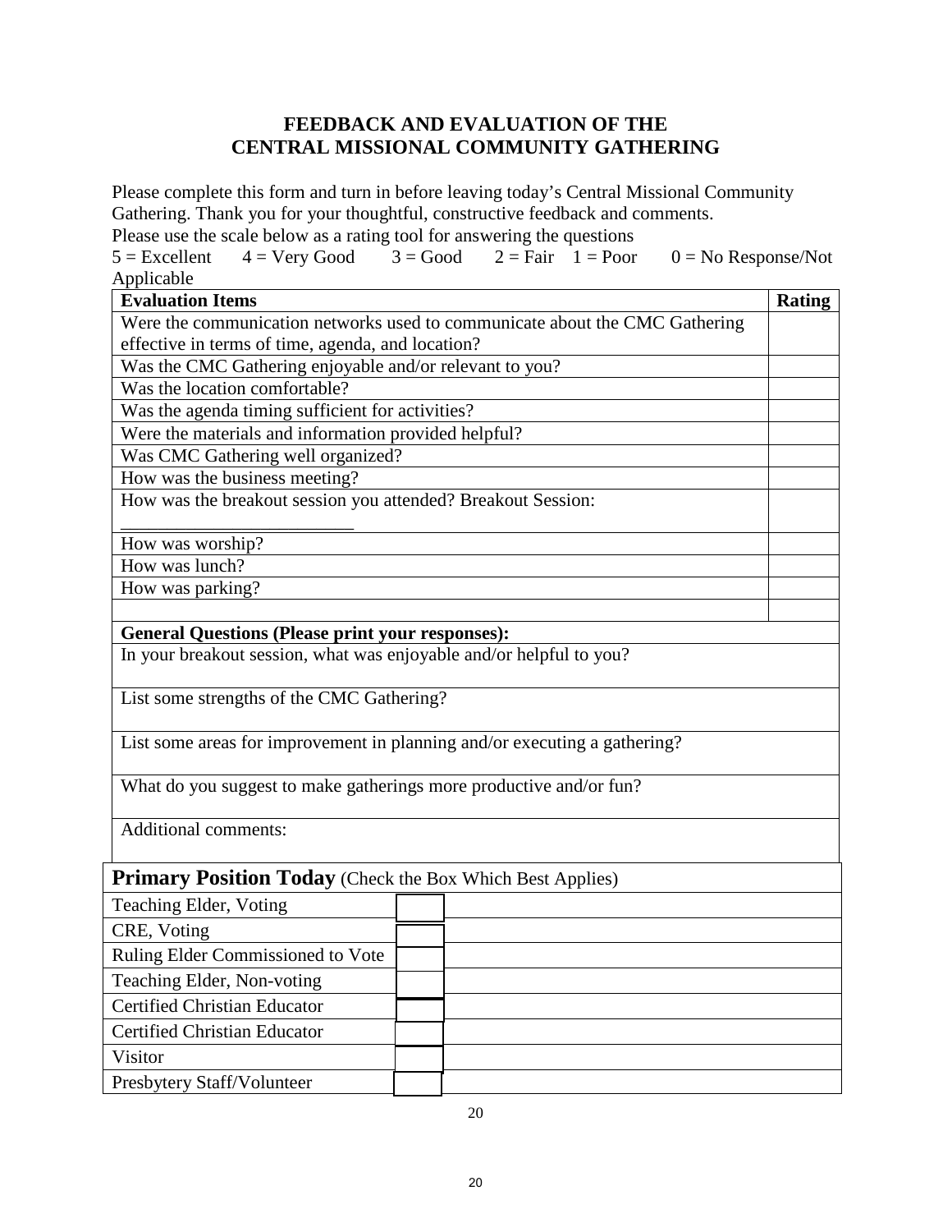## FEEDBACK AND EVALUATION OF THE CENTRAL MISSIONAL COMMUNITY GATHERING

Please complete this form and turn in before leaving today's Central Missional Community Gathering. Thank you for your thoughtful, constructive feedback and comments.

Please use the scale below as a rating tool for answering the questions

5 = Excellent  4 = Very Good  3 = Good  2 = Fair  1 = Poor  0 = No Response/Not Applicable

| Evaluation Items | Rating |
|---|---|
| Were the communication networks used to communicate about the CMC Gathering effective in terms of time, agenda, and location? | |
| Was the CMC Gathering enjoyable and/or relevant to you? | |
| Was the location comfortable? | |
| Was the agenda timing sufficient for activities? | |
| Were the materials and information provided helpful? | |
| Was CMC Gathering well organized? | |
| How was the business meeting? | |
| How was the breakout session you attended? Breakout Session: _________________________ | |
| How was worship? | |
| How was lunch? | |
| How was parking? | |
| | |

| General Questions (Please print your responses): |
|---|
| In your breakout session, what was enjoyable and/or helpful to you? |
| List some strengths of the CMC Gathering? |
| List some areas for improvement in planning and/or executing a gathering? |
| What do you suggest to make gatherings more productive and/or fun? |
| Additional comments: |

| **Primary Position Today** (Check the Box Which Best Applies) | | |
|---|---|---|
| Teaching Elder, Voting | ☐ | |
| CRE, Voting | ☐ | |
| Ruling Elder Commissioned to Vote | ☐ | |
| Teaching Elder, Non-voting | ☐ | |
| Certified Christian Educator | ☐ | |
| Certified Christian Educator | ☐ | |
| Visitor | ☐ | |
| Presbytery Staff/Volunteer | ☐ | |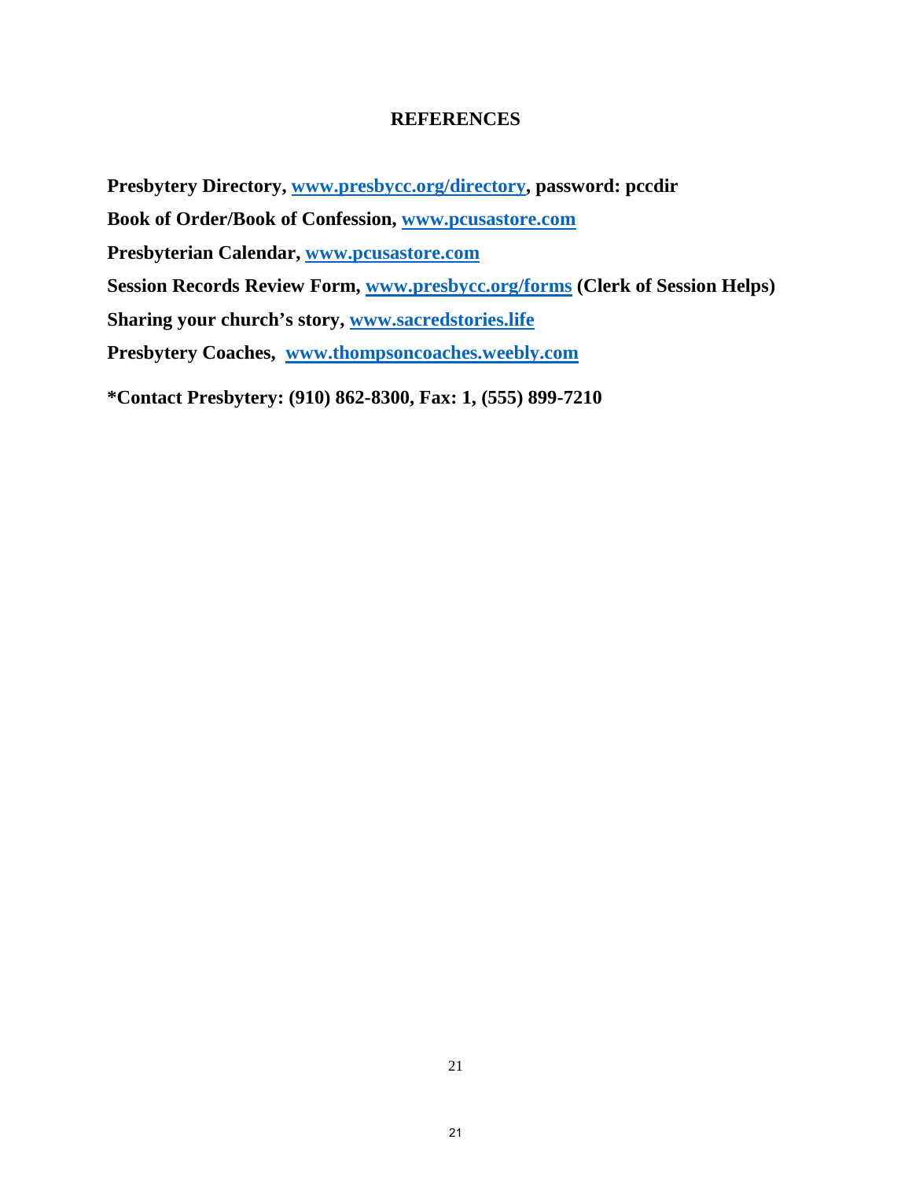# REFERENCES

**Presbytery Directory, [www.presbycc.org/directory](http://www.presbycc.org/directory), password: pccdir**

**Book of Order/Book of Confession, [www.pcusastore.com](http://www.pcusastore.com)**

**Presbyterian Calendar, [www.pcusastore.com](http://www.pcusastore.com)**

**Session Records Review Form, [www.presbycc.org/forms](http://www.presbycc.org/forms) (Clerk of Session Helps)**

**Sharing your church's story, [www.sacredstories.life](http://www.sacredstories.life)**

**Presbytery Coaches, [www.thompsoncoaches.weebly.com](http://www.thompsoncoaches.weebly.com)**

**\*Contact Presbytery: (910) 862-8300, Fax: 1, (555) 899-7210**